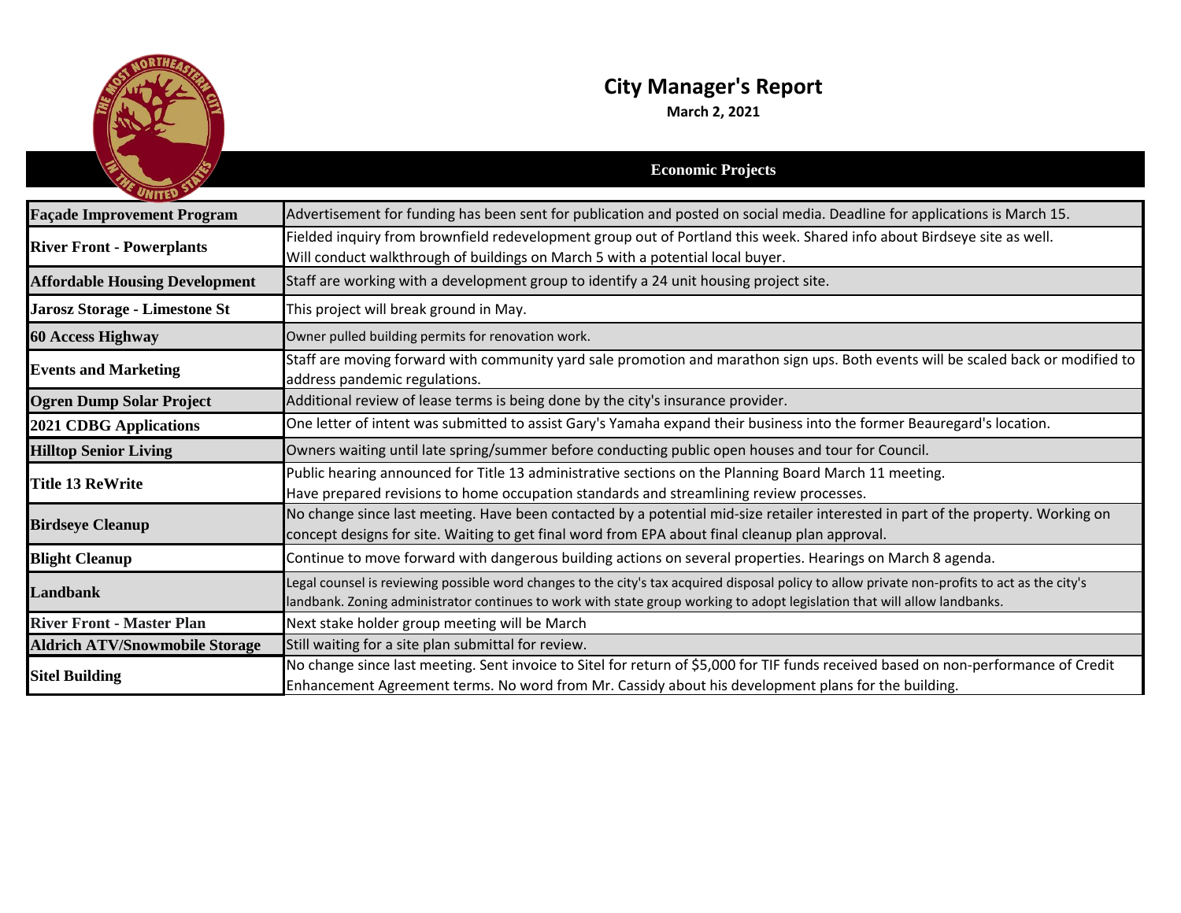# City Manager's Report

**March 2, 2021**

## Economic Projects

| | |
|---|---|
| **Façade Improvement Program** | Advertisement for funding has been sent for publication and posted on social media. Deadline for applications is March 15. |
| **River Front - Powerplants** | Fielded inquiry from brownfield redevelopment group out of Portland this week. Shared info about Birdseye site as well. Will conduct walkthrough of buildings on March 5 with a potential local buyer. |
| **Affordable Housing Development** | Staff are working with a development group to identify a 24 unit housing project site. |
| **Jarosz Storage - Limestone St** | This project will break ground in May. |
| **60 Access Highway** | Owner pulled building permits for renovation work. |
| **Events and Marketing** | Staff are moving forward with community yard sale promotion and marathon sign ups. Both events will be scaled back or modified to address pandemic regulations. |
| **Ogren Dump Solar Project** | Additional review of lease terms is being done by the city's insurance provider. |
| **2021 CDBG Applications** | One letter of intent was submitted to assist Gary's Yamaha expand their business into the former Beauregard's location. |
| **Hilltop Senior Living** | Owners waiting until late spring/summer before conducting public open houses and tour for Council. |
| **Title 13 ReWrite** | Public hearing announced for Title 13 administrative sections on the Planning Board March 11 meeting. Have prepared revisions to home occupation standards and streamlining review processes. |
| **Birdseye Cleanup** | No change since last meeting. Have been contacted by a potential mid-size retailer interested in part of the property. Working on concept designs for site. Waiting to get final word from EPA about final cleanup plan approval. |
| **Blight Cleanup** | Continue to move forward with dangerous building actions on several properties. Hearings on March 8 agenda. |
| **Landbank** | Legal counsel is reviewing possible word changes to the city's tax acquired disposal policy to allow private non-profits to act as the city's landbank. Zoning administrator continues to work with state group working to adopt legislation that will allow landbanks. |
| **River Front - Master Plan** | Next stake holder group meeting will be March |
| **Aldrich ATV/Snowmobile Storage** | Still waiting for a site plan submittal for review. |
| **Sitel Building** | No change since last meeting. Sent invoice to Sitel for return of $5,000 for TIF funds received based on non-performance of Credit Enhancement Agreement terms. No word from Mr. Cassidy about his development plans for the building. |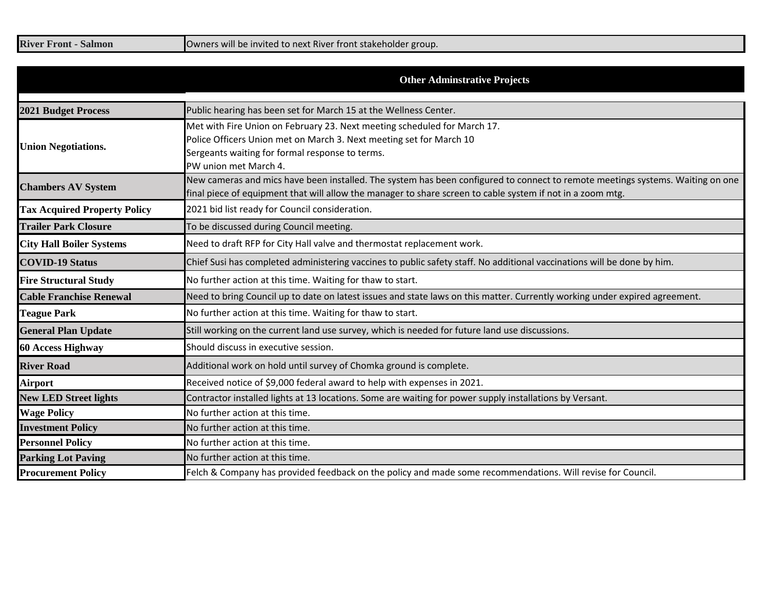| | |
|---|---|
| **River Front - Salmon** | Owners will be invited to next River front stakeholder group. |

| **Other Adminstrative Projects** | |
|---|---|
| **2021 Budget Process** | Public hearing has been set for March 15 at the Wellness Center. |
| **Union Negotiations.** | Met with Fire Union on February 23. Next meeting scheduled for March 17.<br>Police Officers Union met on March 3. Next meeting set for March 10<br>Sergeants waiting for formal response to terms.<br>PW union met March 4. |
| **Chambers AV System** | New cameras and mics have been installed. The system has been configured to connect to remote meetings systems. Waiting on one final piece of equipment that will allow the manager to share screen to cable system if not in a zoom mtg. |
| **Tax Acquired Property Policy** | 2021 bid list ready for Council consideration. |
| **Trailer Park Closure** | To be discussed during Council meeting. |
| **City Hall Boiler Systems** | Need to draft RFP for City Hall valve and thermostat replacement work. |
| **COVID-19 Status** | Chief Susi has completed administering vaccines to public safety staff. No additional vaccinations will be done by him. |
| **Fire Structural Study** | No further action at this time. Waiting for thaw to start. |
| **Cable Franchise Renewal** | Need to bring Council up to date on latest issues and state laws on this matter. Currently working under expired agreement. |
| **Teague Park** | No further action at this time. Waiting for thaw to start. |
| **General Plan Update** | Still working on the current land use survey, which is needed for future land use discussions. |
| **60 Access Highway** | Should discuss in executive session. |
| **River Road** | Additional work on hold until survey of Chomka ground is complete. |
| **Airport** | Received notice of $9,000 federal award to help with expenses in 2021. |
| **New LED Street lights** | Contractor installed lights at 13 locations. Some are waiting for power supply installations by Versant. |
| **Wage Policy** | No further action at this time. |
| **Investment Policy** | No further action at this time. |
| **Personnel Policy** | No further action at this time. |
| **Parking Lot Paving** | No further action at this time. |
| **Procurement Policy** | Felch & Company has provided feedback on the policy and made some recommendations. Will revise for Council. |